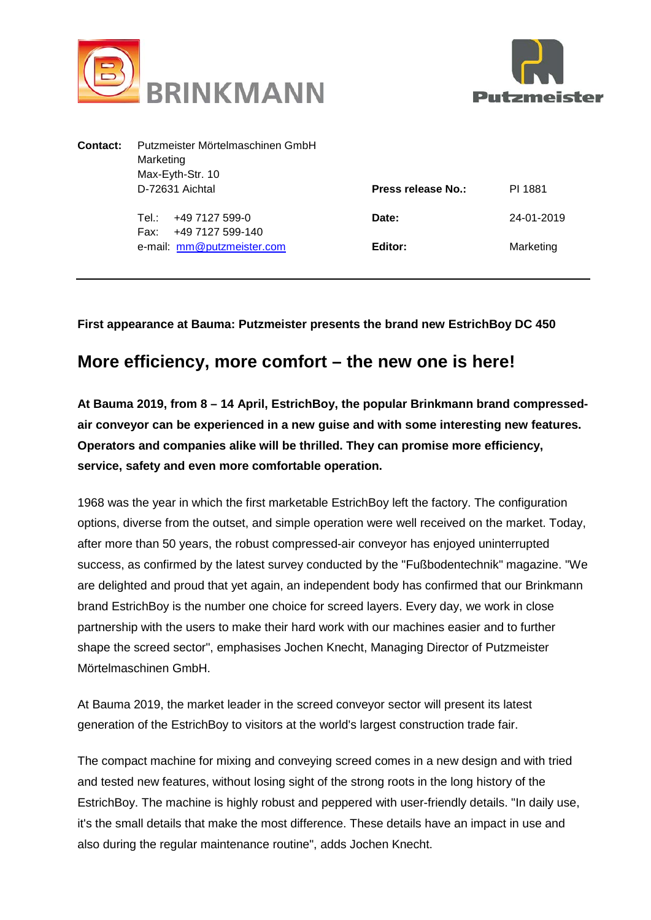BRINKMANN

Putzmeister

| **Contact:** | Putzmeister Mörtelmaschinen GmbH<br>Marketing<br>Max-Eyth-Str. 10<br>D-72631 Aichtal | **Press release No.:** | PI 1881 |
|---|---|---|---|
| | Tel.: +49 7127 599-0<br>Fax: +49 7127 599-140 | **Date:** | 24-01-2019 |
| | e-mail: mm@putzmeister.com | **Editor:** | Marketing |

**First appearance at Bauma: Putzmeister presents the brand new EstrichBoy DC 450**

## More efficiency, more comfort – the new one is here!

**At Bauma 2019, from 8 – 14 April, EstrichBoy, the popular Brinkmann brand compressed-air conveyor can be experienced in a new guise and with some interesting new features. Operators and companies alike will be thrilled. They can promise more efficiency, service, safety and even more comfortable operation.**

1968 was the year in which the first marketable EstrichBoy left the factory. The configuration options, diverse from the outset, and simple operation were well received on the market. Today, after more than 50 years, the robust compressed-air conveyor has enjoyed uninterrupted success, as confirmed by the latest survey conducted by the "Fußbodentechnik" magazine. "We are delighted and proud that yet again, an independent body has confirmed that our Brinkmann brand EstrichBoy is the number one choice for screed layers. Every day, we work in close partnership with the users to make their hard work with our machines easier and to further shape the screed sector", emphasises Jochen Knecht, Managing Director of Putzmeister Mörtelmaschinen GmbH.

At Bauma 2019, the market leader in the screed conveyor sector will present its latest generation of the EstrichBoy to visitors at the world's largest construction trade fair.

The compact machine for mixing and conveying screed comes in a new design and with tried and tested new features, without losing sight of the strong roots in the long history of the EstrichBoy. The machine is highly robust and peppered with user-friendly details. "In daily use, it's the small details that make the most difference. These details have an impact in use and also during the regular maintenance routine", adds Jochen Knecht.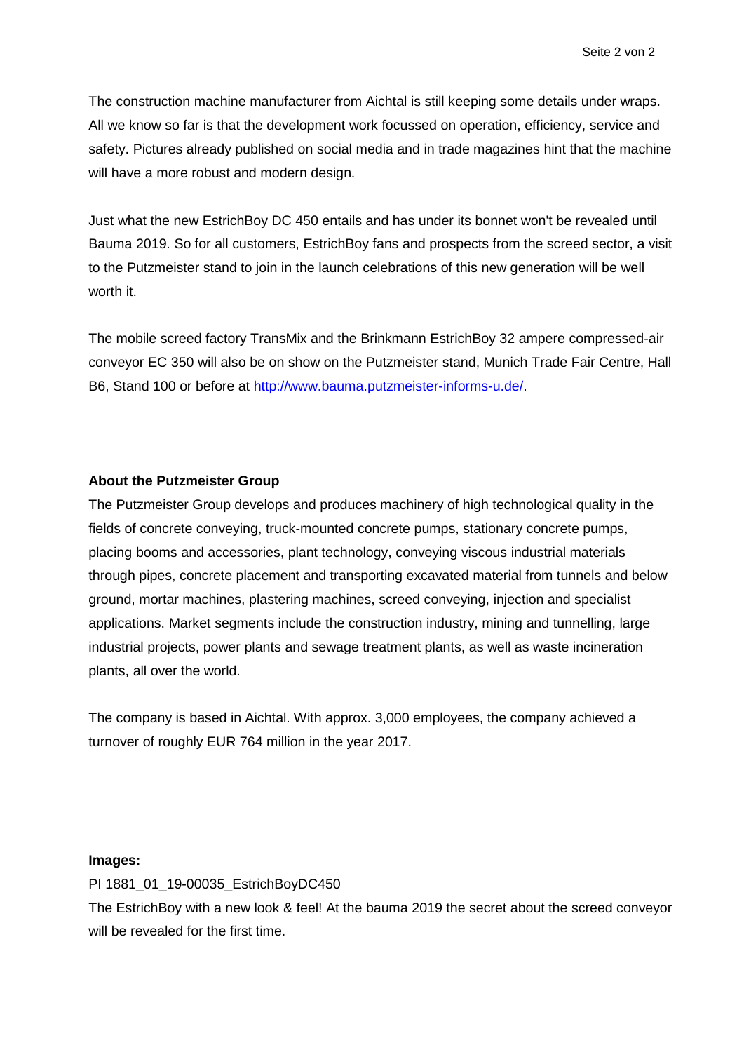The construction machine manufacturer from Aichtal is still keeping some details under wraps. All we know so far is that the development work focussed on operation, efficiency, service and safety. Pictures already published on social media and in trade magazines hint that the machine will have a more robust and modern design.

Just what the new EstrichBoy DC 450 entails and has under its bonnet won't be revealed until Bauma 2019. So for all customers, EstrichBoy fans and prospects from the screed sector, a visit to the Putzmeister stand to join in the launch celebrations of this new generation will be well worth it.

The mobile screed factory TransMix and the Brinkmann EstrichBoy 32 ampere compressed-air conveyor EC 350 will also be on show on the Putzmeister stand, Munich Trade Fair Centre, Hall B6, Stand 100 or before at [http://www.bauma.putzmeister-informs-u.de/](http://www.bauma.putzmeister-informs-u.de/).

**About the Putzmeister Group**

The Putzmeister Group develops and produces machinery of high technological quality in the fields of concrete conveying, truck-mounted concrete pumps, stationary concrete pumps, placing booms and accessories, plant technology, conveying viscous industrial materials through pipes, concrete placement and transporting excavated material from tunnels and below ground, mortar machines, plastering machines, screed conveying, injection and specialist applications. Market segments include the construction industry, mining and tunnelling, large industrial projects, power plants and sewage treatment plants, as well as waste incineration plants, all over the world.

The company is based in Aichtal. With approx. 3,000 employees, the company achieved a turnover of roughly EUR 764 million in the year 2017.

**Images:**

PI 1881_01_19-00035_EstrichBoyDC450

The EstrichBoy with a new look & feel! At the bauma 2019 the secret about the screed conveyor will be revealed for the first time.